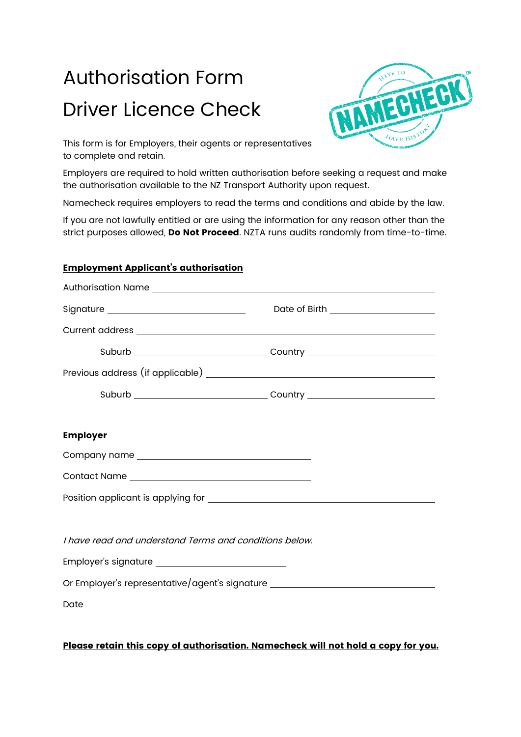# Authorisation Form

# Driver Licence Check

This form is for Employers, their agents or representatives to complete and retain.

Employers are required to hold written authorisation before seeking a request and make the authorisation available to the NZ Transport Authority upon request.

Namecheck requires employers to read the terms and conditions and abide by the law.

If you are not lawfully entitled or are using the information for any reason other than the strict purposes allowed, **Do Not Proceed**. NZTA runs audits randomly from time-to-time.

**Employment Applicant's authorisation**

Authorisation Name ______________________________

Signature ______________________ Date of Birth ______________________

Current address ______________________________

Suburb ______________________ Country ______________________

Previous address (if applicable) ______________________________

Suburb ______________________ Country ______________________

**Employer**

Company name ______________________________

Contact Name ______________________________

Position applicant is applying for ______________________________

*I have read and understand Terms and conditions below.*

Employer's signature ______________________________

Or Employer's representative/agent's signature ______________________________

Date ______________________

**Please retain this copy of authorisation. Namecheck will not hold a copy for you.**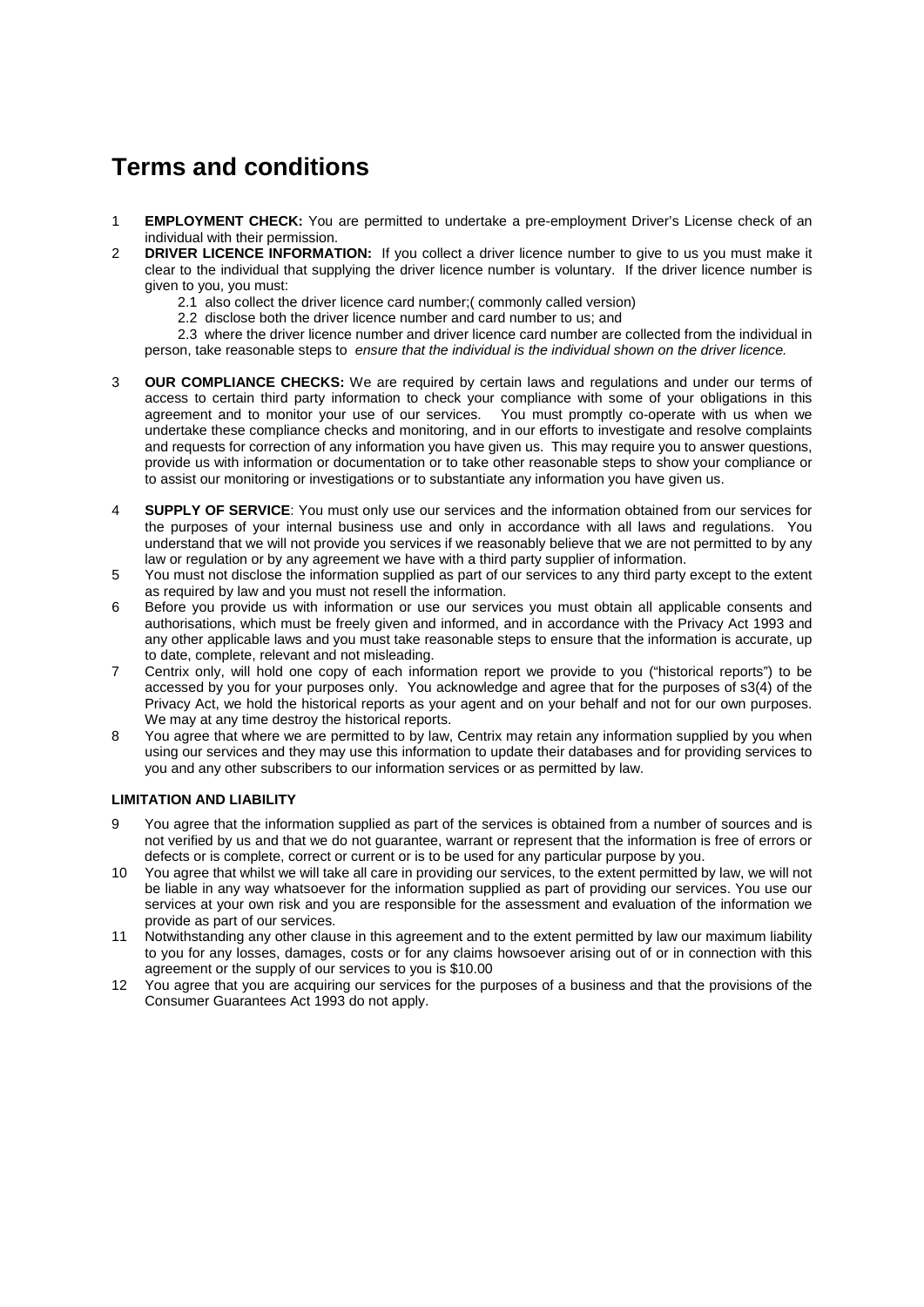# Terms and conditions

1 **EMPLOYMENT CHECK:** You are permitted to undertake a pre-employment Driver's License check of an individual with their permission.

2 **DRIVER LICENCE INFORMATION:** If you collect a driver licence number to give to us you must make it clear to the individual that supplying the driver licence number is voluntary. If the driver licence number is given to you, you must:

  2.1 also collect the driver licence card number;( commonly called version)

  2.2 disclose both the driver licence number and card number to us; and

  2.3 where the driver licence number and driver licence card number are collected from the individual in person, take reasonable steps to *ensure that the individual is the individual shown on the driver licence.*

3 **OUR COMPLIANCE CHECKS:** We are required by certain laws and regulations and under our terms of access to certain third party information to check your compliance with some of your obligations in this agreement and to monitor your use of our services. You must promptly co-operate with us when we undertake these compliance checks and monitoring, and in our efforts to investigate and resolve complaints and requests for correction of any information you have given us. This may require you to answer questions, provide us with information or documentation or to take other reasonable steps to show your compliance or to assist our monitoring or investigations or to substantiate any information you have given us.

4 **SUPPLY OF SERVICE**: You must only use our services and the information obtained from our services for the purposes of your internal business use and only in accordance with all laws and regulations. You understand that we will not provide you services if we reasonably believe that we are not permitted to by any law or regulation or by any agreement we have with a third party supplier of information.

5 You must not disclose the information supplied as part of our services to any third party except to the extent as required by law and you must not resell the information.

6 Before you provide us with information or use our services you must obtain all applicable consents and authorisations, which must be freely given and informed, and in accordance with the Privacy Act 1993 and any other applicable laws and you must take reasonable steps to ensure that the information is accurate, up to date, complete, relevant and not misleading.

7 Centrix only, will hold one copy of each information report we provide to you ("historical reports") to be accessed by you for your purposes only. You acknowledge and agree that for the purposes of s3(4) of the Privacy Act, we hold the historical reports as your agent and on your behalf and not for our own purposes. We may at any time destroy the historical reports.

8 You agree that where we are permitted to by law, Centrix may retain any information supplied by you when using our services and they may use this information to update their databases and for providing services to you and any other subscribers to our information services or as permitted by law.

**LIMITATION AND LIABILITY**

9 You agree that the information supplied as part of the services is obtained from a number of sources and is not verified by us and that we do not guarantee, warrant or represent that the information is free of errors or defects or is complete, correct or current or is to be used for any particular purpose by you.

10 You agree that whilst we will take all care in providing our services, to the extent permitted by law, we will not be liable in any way whatsoever for the information supplied as part of providing our services. You use our services at your own risk and you are responsible for the assessment and evaluation of the information we provide as part of our services.

11 Notwithstanding any other clause in this agreement and to the extent permitted by law our maximum liability to you for any losses, damages, costs or for any claims howsoever arising out of or in connection with this agreement or the supply of our services to you is $10.00

12 You agree that you are acquiring our services for the purposes of a business and that the provisions of the Consumer Guarantees Act 1993 do not apply.